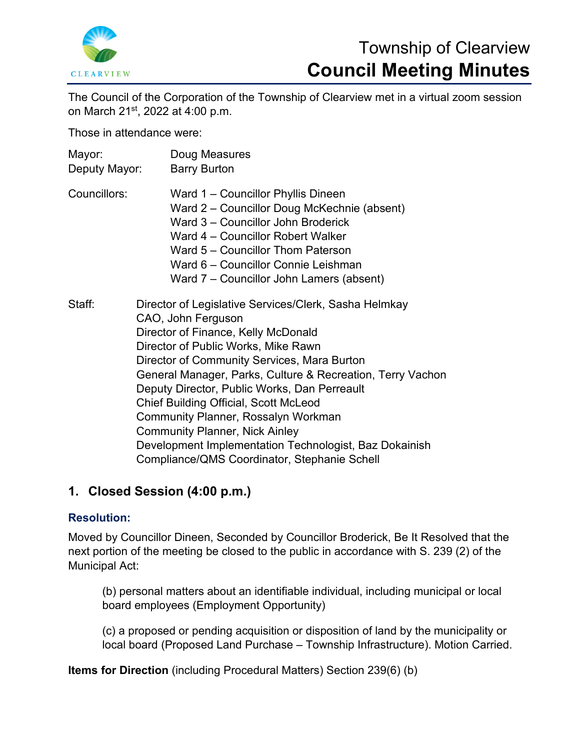# Township of Clearview
# Council Meeting Minutes

The Council of the Corporation of the Township of Clearview met in a virtual zoom session on March 21st, 2022 at 4:00 p.m.

Those in attendance were:

Mayor: Doug Measures
Deputy Mayor: Barry Burton

Councillors:
Ward 1 – Councillor Phyllis Dineen
Ward 2 – Councillor Doug McKechnie (absent)
Ward 3 – Councillor John Broderick
Ward 4 – Councillor Robert Walker
Ward 5 – Councillor Thom Paterson
Ward 6 – Councillor Connie Leishman
Ward 7 – Councillor John Lamers (absent)

Staff:
Director of Legislative Services/Clerk, Sasha Helmkay
CAO, John Ferguson
Director of Finance, Kelly McDonald
Director of Public Works, Mike Rawn
Director of Community Services, Mara Burton
General Manager, Parks, Culture & Recreation, Terry Vachon
Deputy Director, Public Works, Dan Perreault
Chief Building Official, Scott McLeod
Community Planner, Rossalyn Workman
Community Planner, Nick Ainley
Development Implementation Technologist, Baz Dokainish
Compliance/QMS Coordinator, Stephanie Schell

## 1. Closed Session (4:00 p.m.)

### Resolution:

Moved by Councillor Dineen, Seconded by Councillor Broderick, Be It Resolved that the next portion of the meeting be closed to the public in accordance with S. 239 (2) of the Municipal Act:

> (b) personal matters about an identifiable individual, including municipal or local board employees (Employment Opportunity)
>
> (c) a proposed or pending acquisition or disposition of land by the municipality or local board (Proposed Land Purchase – Township Infrastructure). Motion Carried.

**Items for Direction** (including Procedural Matters) Section 239(6) (b)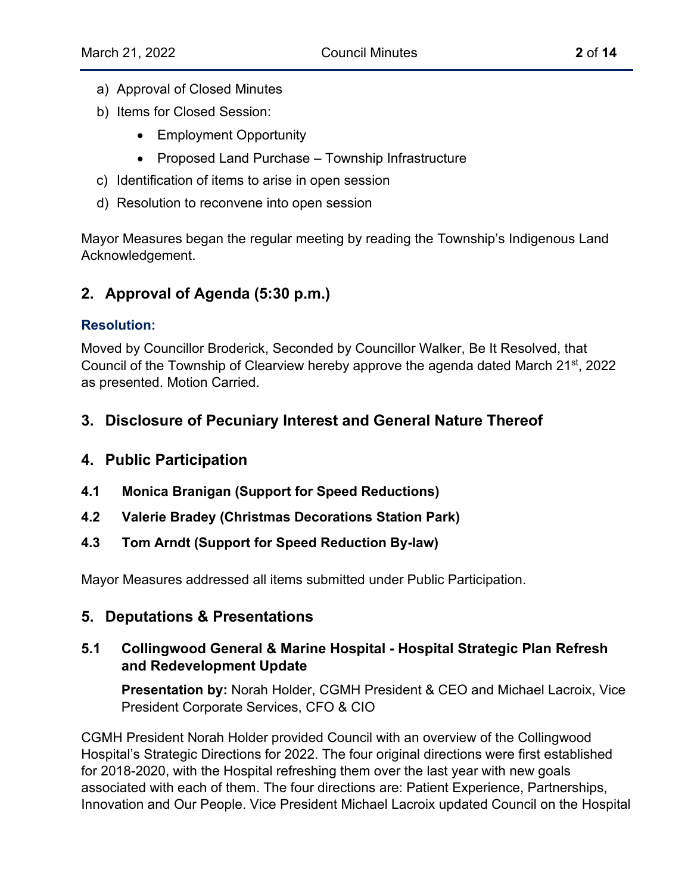a) Approval of Closed Minutes
b) Items for Closed Session:
    - Employment Opportunity
    - Proposed Land Purchase – Township Infrastructure
c) Identification of items to arise in open session
d) Resolution to reconvene into open session

Mayor Measures began the regular meeting by reading the Township's Indigenous Land Acknowledgement.

## 2. Approval of Agenda (5:30 p.m.)

### Resolution:

Moved by Councillor Broderick, Seconded by Councillor Walker, Be It Resolved, that Council of the Township of Clearview hereby approve the agenda dated March 21st, 2022 as presented. Motion Carried.

## 3. Disclosure of Pecuniary Interest and General Nature Thereof

## 4. Public Participation

### 4.1 Monica Branigan (Support for Speed Reductions)

### 4.2 Valerie Bradey (Christmas Decorations Station Park)

### 4.3 Tom Arndt (Support for Speed Reduction By-law)

Mayor Measures addressed all items submitted under Public Participation.

## 5. Deputations & Presentations

### 5.1 Collingwood General & Marine Hospital - Hospital Strategic Plan Refresh and Redevelopment Update

**Presentation by:** Norah Holder, CGMH President & CEO and Michael Lacroix, Vice President Corporate Services, CFO & CIO

CGMH President Norah Holder provided Council with an overview of the Collingwood Hospital's Strategic Directions for 2022. The four original directions were first established for 2018-2020, with the Hospital refreshing them over the last year with new goals associated with each of them. The four directions are: Patient Experience, Partnerships, Innovation and Our People. Vice President Michael Lacroix updated Council on the Hospital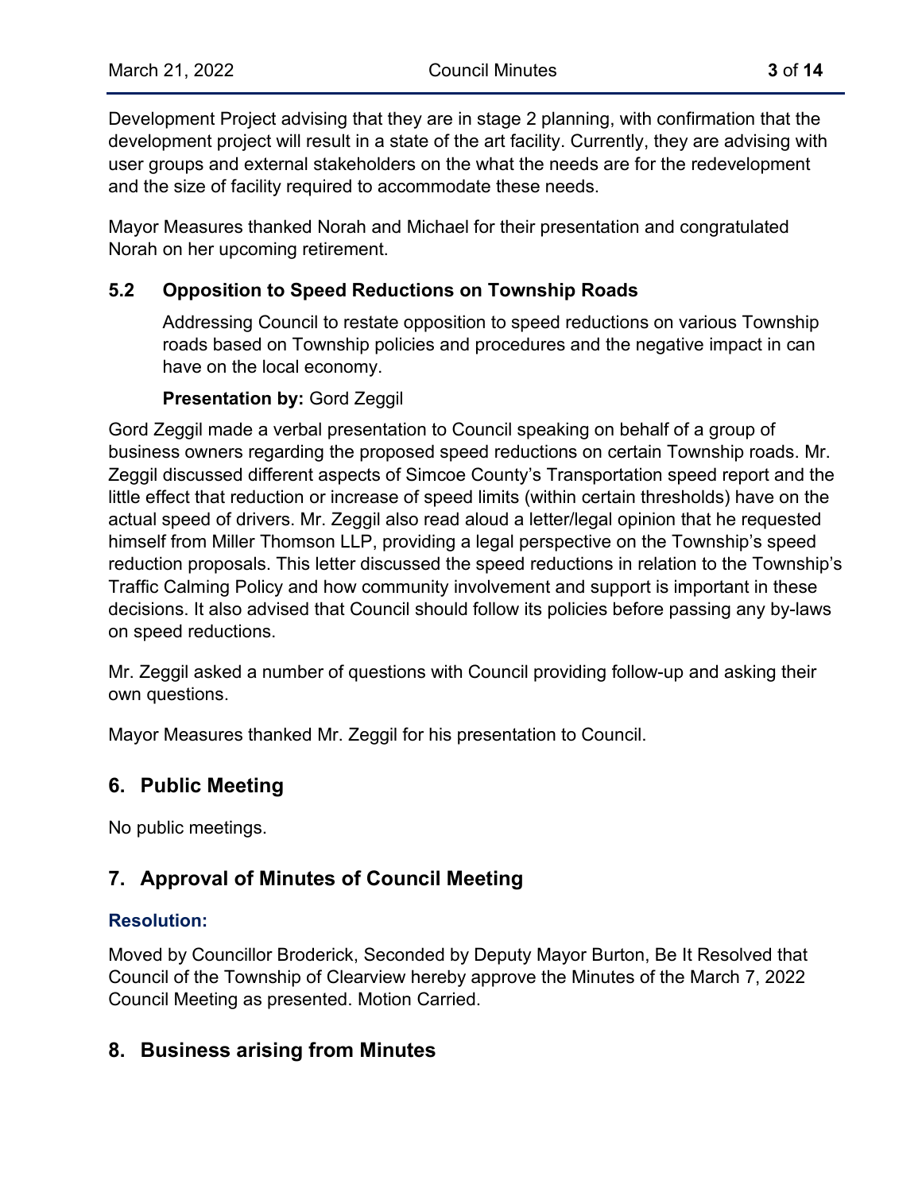Development Project advising that they are in stage 2 planning, with confirmation that the development project will result in a state of the art facility. Currently, they are advising with user groups and external stakeholders on the what the needs are for the redevelopment and the size of facility required to accommodate these needs.

Mayor Measures thanked Norah and Michael for their presentation and congratulated Norah on her upcoming retirement.

### 5.2 Opposition to Speed Reductions on Township Roads

Addressing Council to restate opposition to speed reductions on various Township roads based on Township policies and procedures and the negative impact in can have on the local economy.

**Presentation by:** Gord Zeggil

Gord Zeggil made a verbal presentation to Council speaking on behalf of a group of business owners regarding the proposed speed reductions on certain Township roads. Mr. Zeggil discussed different aspects of Simcoe County's Transportation speed report and the little effect that reduction or increase of speed limits (within certain thresholds) have on the actual speed of drivers. Mr. Zeggil also read aloud a letter/legal opinion that he requested himself from Miller Thomson LLP, providing a legal perspective on the Township's speed reduction proposals. This letter discussed the speed reductions in relation to the Township's Traffic Calming Policy and how community involvement and support is important in these decisions. It also advised that Council should follow its policies before passing any by-laws on speed reductions.

Mr. Zeggil asked a number of questions with Council providing follow-up and asking their own questions.

Mayor Measures thanked Mr. Zeggil for his presentation to Council.

## 6. Public Meeting

No public meetings.

## 7. Approval of Minutes of Council Meeting

**Resolution:**

Moved by Councillor Broderick, Seconded by Deputy Mayor Burton, Be It Resolved that Council of the Township of Clearview hereby approve the Minutes of the March 7, 2022 Council Meeting as presented. Motion Carried.

## 8. Business arising from Minutes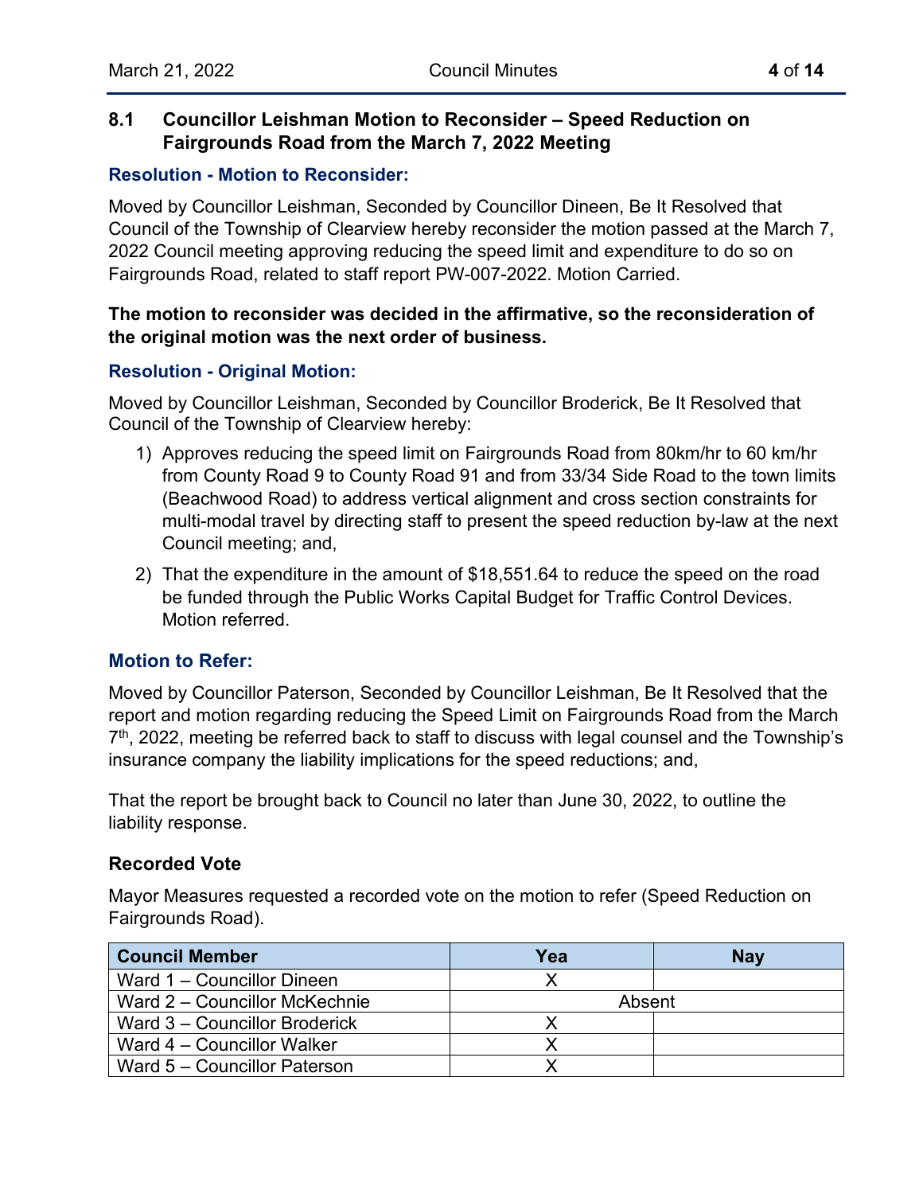### 8.1 Councillor Leishman Motion to Reconsider – Speed Reduction on Fairgrounds Road from the March 7, 2022 Meeting

**Resolution - Motion to Reconsider:**

Moved by Councillor Leishman, Seconded by Councillor Dineen, Be It Resolved that Council of the Township of Clearview hereby reconsider the motion passed at the March 7, 2022 Council meeting approving reducing the speed limit and expenditure to do so on Fairgrounds Road, related to staff report PW-007-2022. Motion Carried.

**The motion to reconsider was decided in the affirmative, so the reconsideration of the original motion was the next order of business.**

**Resolution - Original Motion:**

Moved by Councillor Leishman, Seconded by Councillor Broderick, Be It Resolved that Council of the Township of Clearview hereby:

1) Approves reducing the speed limit on Fairgrounds Road from 80km/hr to 60 km/hr from County Road 9 to County Road 91 and from 33/34 Side Road to the town limits (Beachwood Road) to address vertical alignment and cross section constraints for multi-modal travel by directing staff to present the speed reduction by-law at the next Council meeting; and,
2) That the expenditure in the amount of $18,551.64 to reduce the speed on the road be funded through the Public Works Capital Budget for Traffic Control Devices. Motion referred.

**Motion to Refer:**

Moved by Councillor Paterson, Seconded by Councillor Leishman, Be It Resolved that the report and motion regarding reducing the Speed Limit on Fairgrounds Road from the March 7th, 2022, meeting be referred back to staff to discuss with legal counsel and the Township's insurance company the liability implications for the speed reductions; and,

That the report be brought back to Council no later than June 30, 2022, to outline the liability response.

**Recorded Vote**

Mayor Measures requested a recorded vote on the motion to refer (Speed Reduction on Fairgrounds Road).

| Council Member | Yea | Nay |
|---|---|---|
| Ward 1 – Councillor Dineen | X | |
| Ward 2 – Councillor McKechnie | Absent | |
| Ward 3 – Councillor Broderick | X | |
| Ward 4 – Councillor Walker | X | |
| Ward 5 – Councillor Paterson | X | |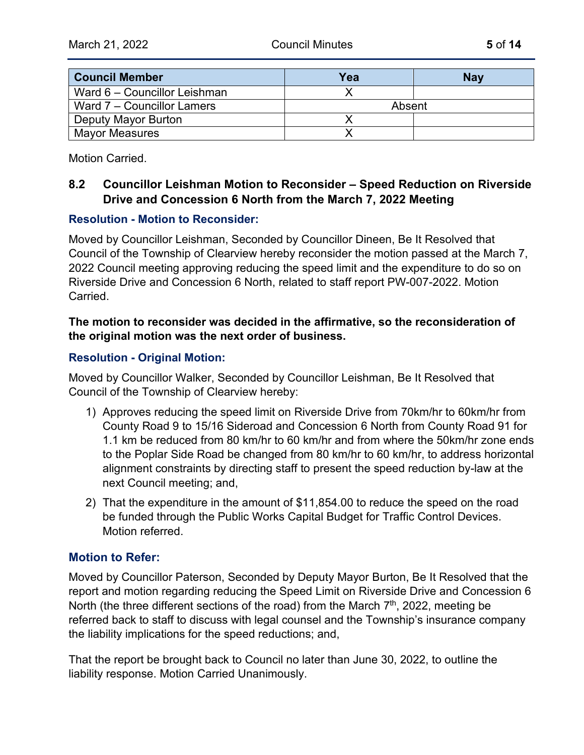| Council Member | Yea | Nay |
|---|---|---|
| Ward 6 – Councillor Leishman | X | |
| Ward 7 – Councillor Lamers | Absent | |
| Deputy Mayor Burton | X | |
| Mayor Measures | X | |

Motion Carried.

### 8.2 Councillor Leishman Motion to Reconsider – Speed Reduction on Riverside Drive and Concession 6 North from the March 7, 2022 Meeting

**Resolution - Motion to Reconsider:**

Moved by Councillor Leishman, Seconded by Councillor Dineen, Be It Resolved that Council of the Township of Clearview hereby reconsider the motion passed at the March 7, 2022 Council meeting approving reducing the speed limit and the expenditure to do so on Riverside Drive and Concession 6 North, related to staff report PW-007-2022. Motion Carried.

**The motion to reconsider was decided in the affirmative, so the reconsideration of the original motion was the next order of business.**

**Resolution - Original Motion:**

Moved by Councillor Walker, Seconded by Councillor Leishman, Be It Resolved that Council of the Township of Clearview hereby:

1) Approves reducing the speed limit on Riverside Drive from 70km/hr to 60km/hr from County Road 9 to 15/16 Sideroad and Concession 6 North from County Road 91 for 1.1 km be reduced from 80 km/hr to 60 km/hr and from where the 50km/hr zone ends to the Poplar Side Road be changed from 80 km/hr to 60 km/hr, to address horizontal alignment constraints by directing staff to present the speed reduction by-law at the next Council meeting; and,
2) That the expenditure in the amount of $11,854.00 to reduce the speed on the road be funded through the Public Works Capital Budget for Traffic Control Devices. Motion referred.

**Motion to Refer:**

Moved by Councillor Paterson, Seconded by Deputy Mayor Burton, Be It Resolved that the report and motion regarding reducing the Speed Limit on Riverside Drive and Concession 6 North (the three different sections of the road) from the March 7th, 2022, meeting be referred back to staff to discuss with legal counsel and the Township's insurance company the liability implications for the speed reductions; and,

That the report be brought back to Council no later than June 30, 2022, to outline the liability response. Motion Carried Unanimously.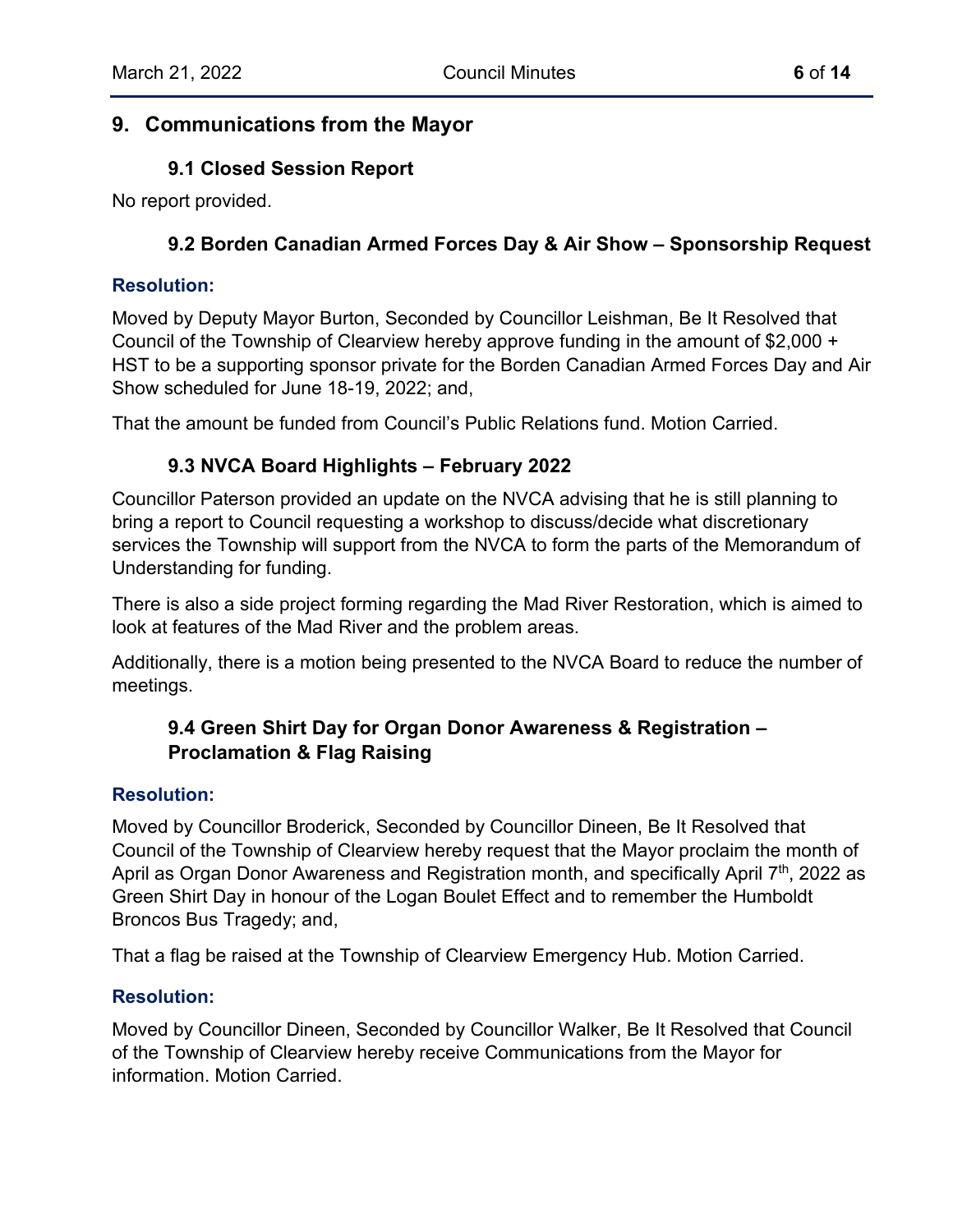## 9. Communications from the Mayor

### 9.1 Closed Session Report

No report provided.

### 9.2 Borden Canadian Armed Forces Day & Air Show – Sponsorship Request

**Resolution:**

Moved by Deputy Mayor Burton, Seconded by Councillor Leishman, Be It Resolved that Council of the Township of Clearview hereby approve funding in the amount of $2,000 + HST to be a supporting sponsor private for the Borden Canadian Armed Forces Day and Air Show scheduled for June 18-19, 2022; and,

That the amount be funded from Council's Public Relations fund. Motion Carried.

### 9.3 NVCA Board Highlights – February 2022

Councillor Paterson provided an update on the NVCA advising that he is still planning to bring a report to Council requesting a workshop to discuss/decide what discretionary services the Township will support from the NVCA to form the parts of the Memorandum of Understanding for funding.

There is also a side project forming regarding the Mad River Restoration, which is aimed to look at features of the Mad River and the problem areas.

Additionally, there is a motion being presented to the NVCA Board to reduce the number of meetings.

### 9.4 Green Shirt Day for Organ Donor Awareness & Registration – Proclamation & Flag Raising

**Resolution:**

Moved by Councillor Broderick, Seconded by Councillor Dineen, Be It Resolved that Council of the Township of Clearview hereby request that the Mayor proclaim the month of April as Organ Donor Awareness and Registration month, and specifically April 7th, 2022 as Green Shirt Day in honour of the Logan Boulet Effect and to remember the Humboldt Broncos Bus Tragedy; and,

That a flag be raised at the Township of Clearview Emergency Hub. Motion Carried.

**Resolution:**

Moved by Councillor Dineen, Seconded by Councillor Walker, Be It Resolved that Council of the Township of Clearview hereby receive Communications from the Mayor for information. Motion Carried.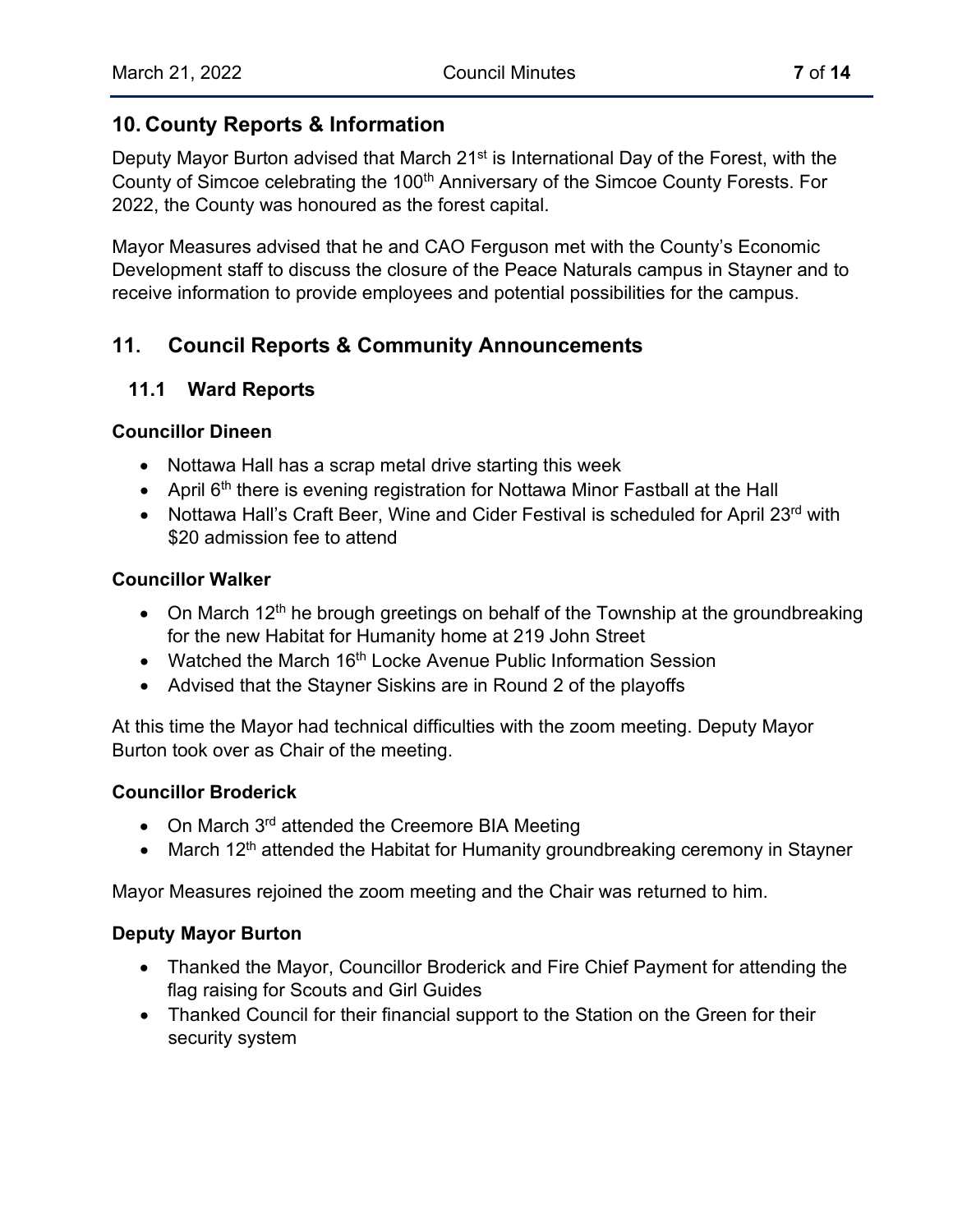## 10. County Reports & Information

Deputy Mayor Burton advised that March 21st is International Day of the Forest, with the County of Simcoe celebrating the 100th Anniversary of the Simcoe County Forests. For 2022, the County was honoured as the forest capital.

Mayor Measures advised that he and CAO Ferguson met with the County's Economic Development staff to discuss the closure of the Peace Naturals campus in Stayner and to receive information to provide employees and potential possibilities for the campus.

## 11. Council Reports & Community Announcements

### 11.1 Ward Reports

**Councillor Dineen**

- Nottawa Hall has a scrap metal drive starting this week
- April 6th there is evening registration for Nottawa Minor Fastball at the Hall
- Nottawa Hall's Craft Beer, Wine and Cider Festival is scheduled for April 23rd with $20 admission fee to attend

**Councillor Walker**

- On March 12th he brough greetings on behalf of the Township at the groundbreaking for the new Habitat for Humanity home at 219 John Street
- Watched the March 16th Locke Avenue Public Information Session
- Advised that the Stayner Siskins are in Round 2 of the playoffs

At this time the Mayor had technical difficulties with the zoom meeting. Deputy Mayor Burton took over as Chair of the meeting.

**Councillor Broderick**

- On March 3rd attended the Creemore BIA Meeting
- March 12th attended the Habitat for Humanity groundbreaking ceremony in Stayner

Mayor Measures rejoined the zoom meeting and the Chair was returned to him.

**Deputy Mayor Burton**

- Thanked the Mayor, Councillor Broderick and Fire Chief Payment for attending the flag raising for Scouts and Girl Guides
- Thanked Council for their financial support to the Station on the Green for their security system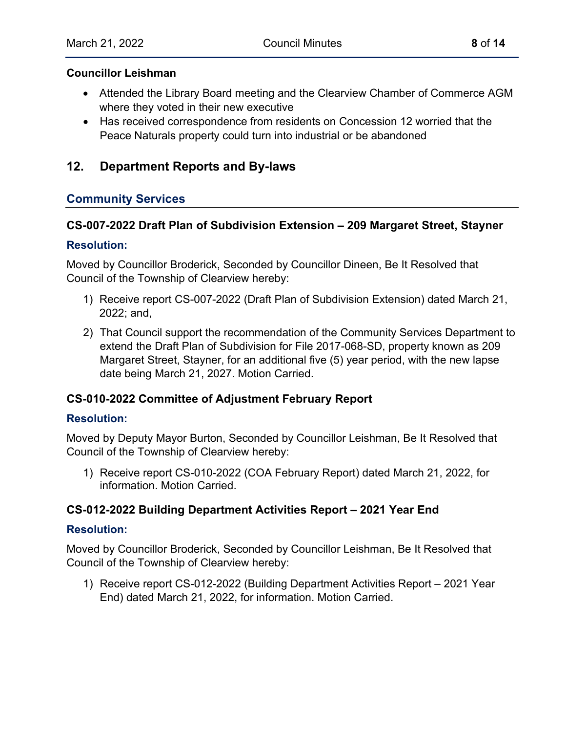**Councillor Leishman**

- Attended the Library Board meeting and the Clearview Chamber of Commerce AGM where they voted in their new executive
- Has received correspondence from residents on Concession 12 worried that the Peace Naturals property could turn into industrial or be abandoned

## 12. Department Reports and By-laws

### Community Services

#### CS-007-2022 Draft Plan of Subdivision Extension – 209 Margaret Street, Stayner

**Resolution:**

Moved by Councillor Broderick, Seconded by Councillor Dineen, Be It Resolved that Council of the Township of Clearview hereby:

1) Receive report CS-007-2022 (Draft Plan of Subdivision Extension) dated March 21, 2022; and,
2) That Council support the recommendation of the Community Services Department to extend the Draft Plan of Subdivision for File 2017-068-SD, property known as 209 Margaret Street, Stayner, for an additional five (5) year period, with the new lapse date being March 21, 2027. Motion Carried.

#### CS-010-2022 Committee of Adjustment February Report

**Resolution:**

Moved by Deputy Mayor Burton, Seconded by Councillor Leishman, Be It Resolved that Council of the Township of Clearview hereby:

1) Receive report CS-010-2022 (COA February Report) dated March 21, 2022, for information. Motion Carried.

#### CS-012-2022 Building Department Activities Report – 2021 Year End

**Resolution:**

Moved by Councillor Broderick, Seconded by Councillor Leishman, Be It Resolved that Council of the Township of Clearview hereby:

1) Receive report CS-012-2022 (Building Department Activities Report – 2021 Year End) dated March 21, 2022, for information. Motion Carried.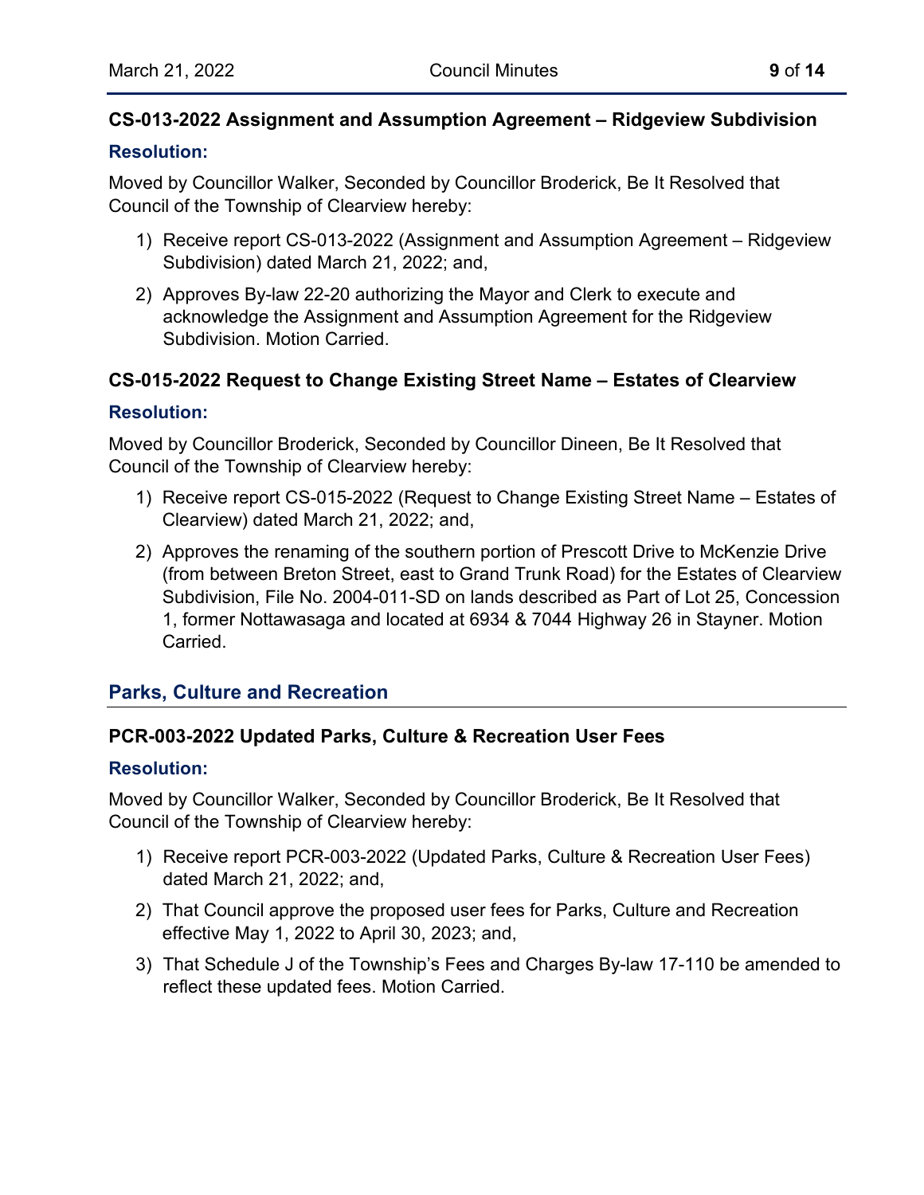### CS-013-2022 Assignment and Assumption Agreement – Ridgeview Subdivision

**Resolution:**

Moved by Councillor Walker, Seconded by Councillor Broderick, Be It Resolved that Council of the Township of Clearview hereby:

1) Receive report CS-013-2022 (Assignment and Assumption Agreement – Ridgeview Subdivision) dated March 21, 2022; and,
2) Approves By-law 22-20 authorizing the Mayor and Clerk to execute and acknowledge the Assignment and Assumption Agreement for the Ridgeview Subdivision. Motion Carried.

### CS-015-2022 Request to Change Existing Street Name – Estates of Clearview

**Resolution:**

Moved by Councillor Broderick, Seconded by Councillor Dineen, Be It Resolved that Council of the Township of Clearview hereby:

1) Receive report CS-015-2022 (Request to Change Existing Street Name – Estates of Clearview) dated March 21, 2022; and,
2) Approves the renaming of the southern portion of Prescott Drive to McKenzie Drive (from between Breton Street, east to Grand Trunk Road) for the Estates of Clearview Subdivision, File No. 2004-011-SD on lands described as Part of Lot 25, Concession 1, former Nottawasaga and located at 6934 & 7044 Highway 26 in Stayner. Motion Carried.

## Parks, Culture and Recreation

### PCR-003-2022 Updated Parks, Culture & Recreation User Fees

**Resolution:**

Moved by Councillor Walker, Seconded by Councillor Broderick, Be It Resolved that Council of the Township of Clearview hereby:

1) Receive report PCR-003-2022 (Updated Parks, Culture & Recreation User Fees) dated March 21, 2022; and,
2) That Council approve the proposed user fees for Parks, Culture and Recreation effective May 1, 2022 to April 30, 2023; and,
3) That Schedule J of the Township's Fees and Charges By-law 17-110 be amended to reflect these updated fees. Motion Carried.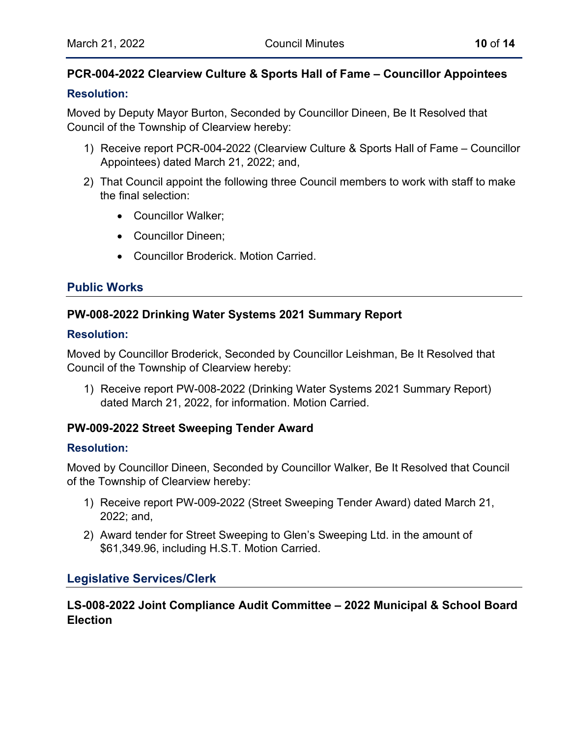### PCR-004-2022 Clearview Culture & Sports Hall of Fame – Councillor Appointees

**Resolution:**

Moved by Deputy Mayor Burton, Seconded by Councillor Dineen, Be It Resolved that Council of the Township of Clearview hereby:

1) Receive report PCR-004-2022 (Clearview Culture & Sports Hall of Fame – Councillor Appointees) dated March 21, 2022; and,
2) That Council appoint the following three Council members to work with staff to make the final selection:
   - Councillor Walker;
   - Councillor Dineen;
   - Councillor Broderick. Motion Carried.

## Public Works

### PW-008-2022 Drinking Water Systems 2021 Summary Report

**Resolution:**

Moved by Councillor Broderick, Seconded by Councillor Leishman, Be It Resolved that Council of the Township of Clearview hereby:

1) Receive report PW-008-2022 (Drinking Water Systems 2021 Summary Report) dated March 21, 2022, for information. Motion Carried.

### PW-009-2022 Street Sweeping Tender Award

**Resolution:**

Moved by Councillor Dineen, Seconded by Councillor Walker, Be It Resolved that Council of the Township of Clearview hereby:

1) Receive report PW-009-2022 (Street Sweeping Tender Award) dated March 21, 2022; and,
2) Award tender for Street Sweeping to Glen's Sweeping Ltd. in the amount of $61,349.96, including H.S.T. Motion Carried.

## Legislative Services/Clerk

### LS-008-2022 Joint Compliance Audit Committee – 2022 Municipal & School Board Election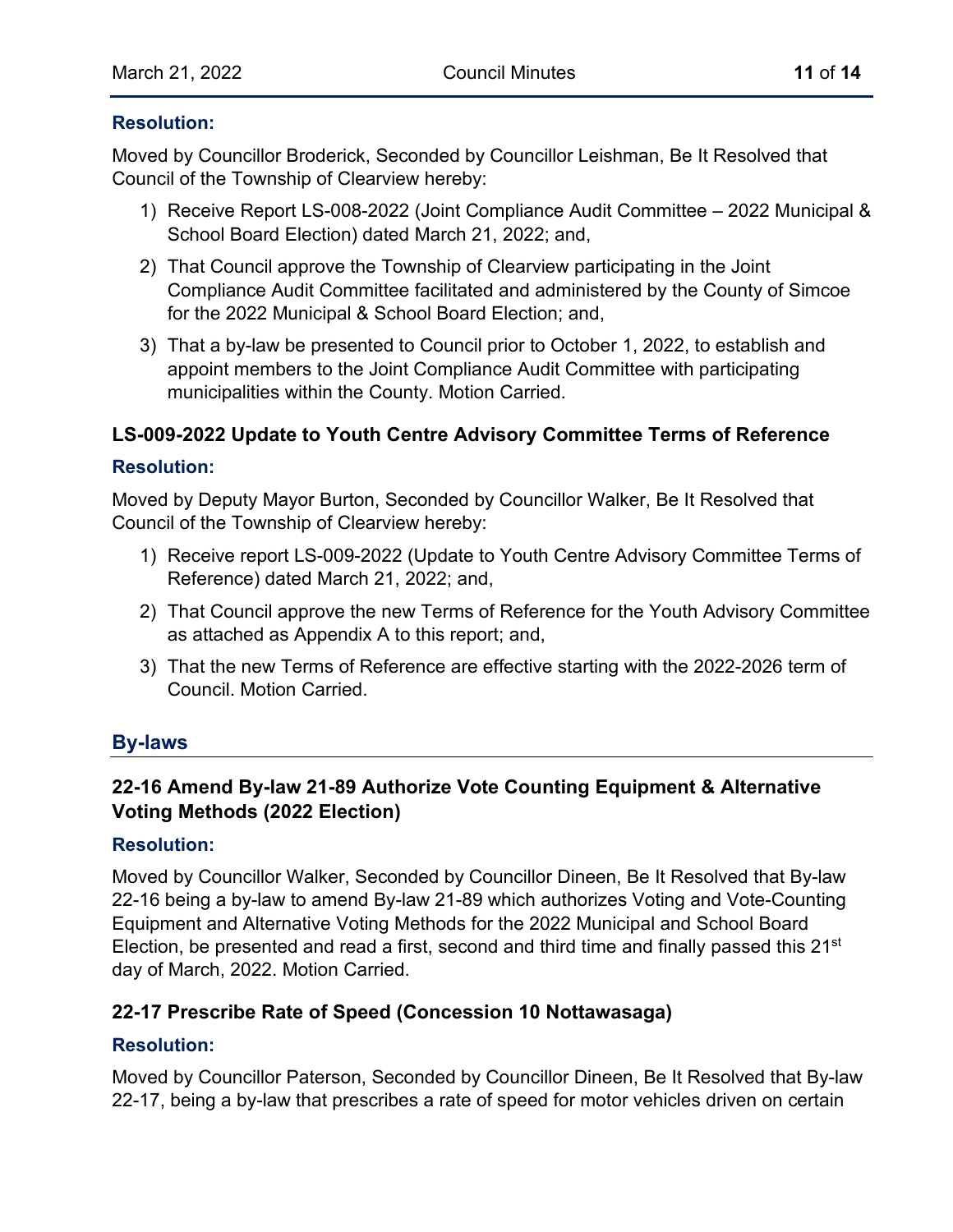**Resolution:**

Moved by Councillor Broderick, Seconded by Councillor Leishman, Be It Resolved that Council of the Township of Clearview hereby:

1) Receive Report LS-008-2022 (Joint Compliance Audit Committee – 2022 Municipal & School Board Election) dated March 21, 2022; and,
2) That Council approve the Township of Clearview participating in the Joint Compliance Audit Committee facilitated and administered by the County of Simcoe for the 2022 Municipal & School Board Election; and,
3) That a by-law be presented to Council prior to October 1, 2022, to establish and appoint members to the Joint Compliance Audit Committee with participating municipalities within the County. Motion Carried.

### LS-009-2022 Update to Youth Centre Advisory Committee Terms of Reference

**Resolution:**

Moved by Deputy Mayor Burton, Seconded by Councillor Walker, Be It Resolved that Council of the Township of Clearview hereby:

1) Receive report LS-009-2022 (Update to Youth Centre Advisory Committee Terms of Reference) dated March 21, 2022; and,
2) That Council approve the new Terms of Reference for the Youth Advisory Committee as attached as Appendix A to this report; and,
3) That the new Terms of Reference are effective starting with the 2022-2026 term of Council. Motion Carried.

## By-laws

### 22-16 Amend By-law 21-89 Authorize Vote Counting Equipment & Alternative Voting Methods (2022 Election)

**Resolution:**

Moved by Councillor Walker, Seconded by Councillor Dineen, Be It Resolved that By-law 22-16 being a by-law to amend By-law 21-89 which authorizes Voting and Vote-Counting Equipment and Alternative Voting Methods for the 2022 Municipal and School Board Election, be presented and read a first, second and third time and finally passed this 21st day of March, 2022. Motion Carried.

### 22-17 Prescribe Rate of Speed (Concession 10 Nottawasaga)

**Resolution:**

Moved by Councillor Paterson, Seconded by Councillor Dineen, Be It Resolved that By-law 22-17, being a by-law that prescribes a rate of speed for motor vehicles driven on certain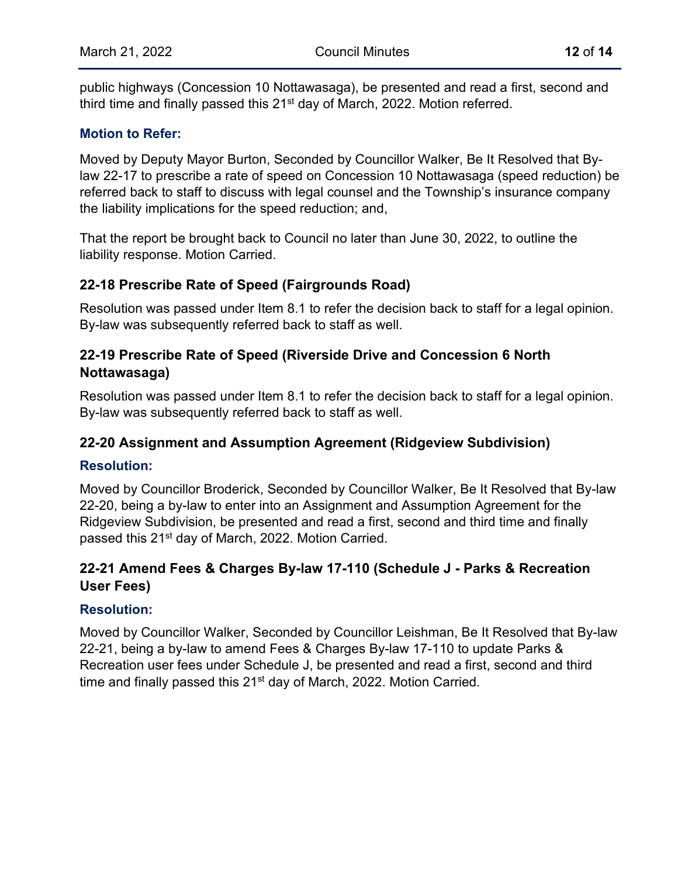public highways (Concession 10 Nottawasaga), be presented and read a first, second and third time and finally passed this 21st day of March, 2022. Motion referred.

**Motion to Refer:**

Moved by Deputy Mayor Burton, Seconded by Councillor Walker, Be It Resolved that By-law 22-17 to prescribe a rate of speed on Concession 10 Nottawasaga (speed reduction) be referred back to staff to discuss with legal counsel and the Township's insurance company the liability implications for the speed reduction; and,

That the report be brought back to Council no later than June 30, 2022, to outline the liability response. Motion Carried.

### 22-18 Prescribe Rate of Speed (Fairgrounds Road)

Resolution was passed under Item 8.1 to refer the decision back to staff for a legal opinion. By-law was subsequently referred back to staff as well.

### 22-19 Prescribe Rate of Speed (Riverside Drive and Concession 6 North Nottawasaga)

Resolution was passed under Item 8.1 to refer the decision back to staff for a legal opinion. By-law was subsequently referred back to staff as well.

### 22-20 Assignment and Assumption Agreement (Ridgeview Subdivision)

**Resolution:**

Moved by Councillor Broderick, Seconded by Councillor Walker, Be It Resolved that By-law 22-20, being a by-law to enter into an Assignment and Assumption Agreement for the Ridgeview Subdivision, be presented and read a first, second and third time and finally passed this 21st day of March, 2022. Motion Carried.

### 22-21 Amend Fees & Charges By-law 17-110 (Schedule J - Parks & Recreation User Fees)

**Resolution:**

Moved by Councillor Walker, Seconded by Councillor Leishman, Be It Resolved that By-law 22-21, being a by-law to amend Fees & Charges By-law 17-110 to update Parks & Recreation user fees under Schedule J, be presented and read a first, second and third time and finally passed this 21st day of March, 2022. Motion Carried.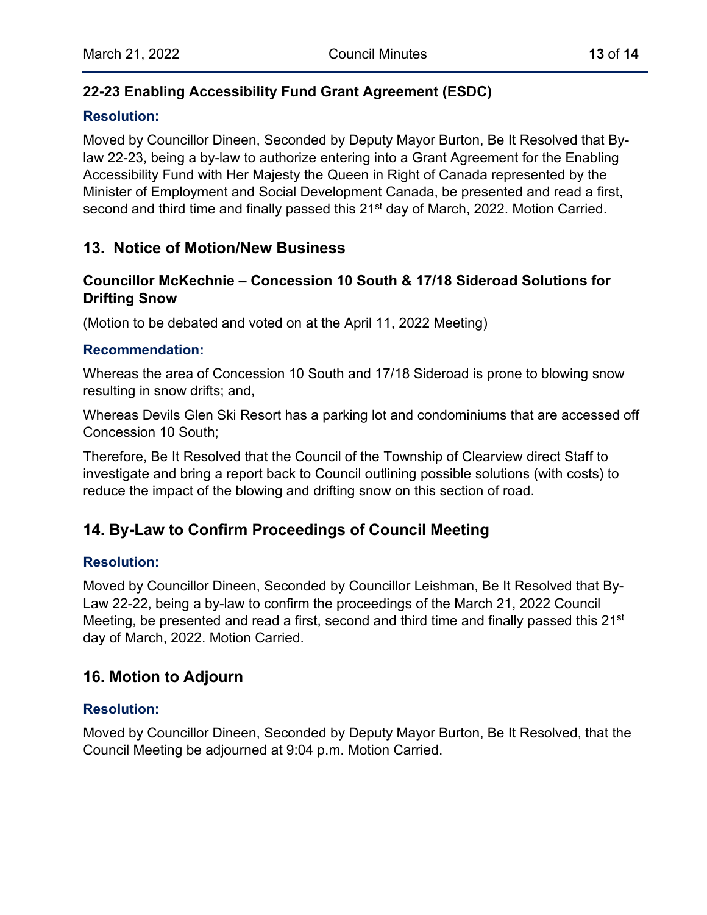### 22-23 Enabling Accessibility Fund Grant Agreement (ESDC)

#### Resolution:

Moved by Councillor Dineen, Seconded by Deputy Mayor Burton, Be It Resolved that By-law 22-23, being a by-law to authorize entering into a Grant Agreement for the Enabling Accessibility Fund with Her Majesty the Queen in Right of Canada represented by the Minister of Employment and Social Development Canada, be presented and read a first, second and third time and finally passed this 21st day of March, 2022. Motion Carried.

## 13. Notice of Motion/New Business

### Councillor McKechnie – Concession 10 South & 17/18 Sideroad Solutions for Drifting Snow

(Motion to be debated and voted on at the April 11, 2022 Meeting)

#### Recommendation:

Whereas the area of Concession 10 South and 17/18 Sideroad is prone to blowing snow resulting in snow drifts; and,

Whereas Devils Glen Ski Resort has a parking lot and condominiums that are accessed off Concession 10 South;

Therefore, Be It Resolved that the Council of the Township of Clearview direct Staff to investigate and bring a report back to Council outlining possible solutions (with costs) to reduce the impact of the blowing and drifting snow on this section of road.

## 14. By-Law to Confirm Proceedings of Council Meeting

#### Resolution:

Moved by Councillor Dineen, Seconded by Councillor Leishman, Be It Resolved that By-Law 22-22, being a by-law to confirm the proceedings of the March 21, 2022 Council Meeting, be presented and read a first, second and third time and finally passed this 21st day of March, 2022. Motion Carried.

## 16. Motion to Adjourn

#### Resolution:

Moved by Councillor Dineen, Seconded by Deputy Mayor Burton, Be It Resolved, that the Council Meeting be adjourned at 9:04 p.m. Motion Carried.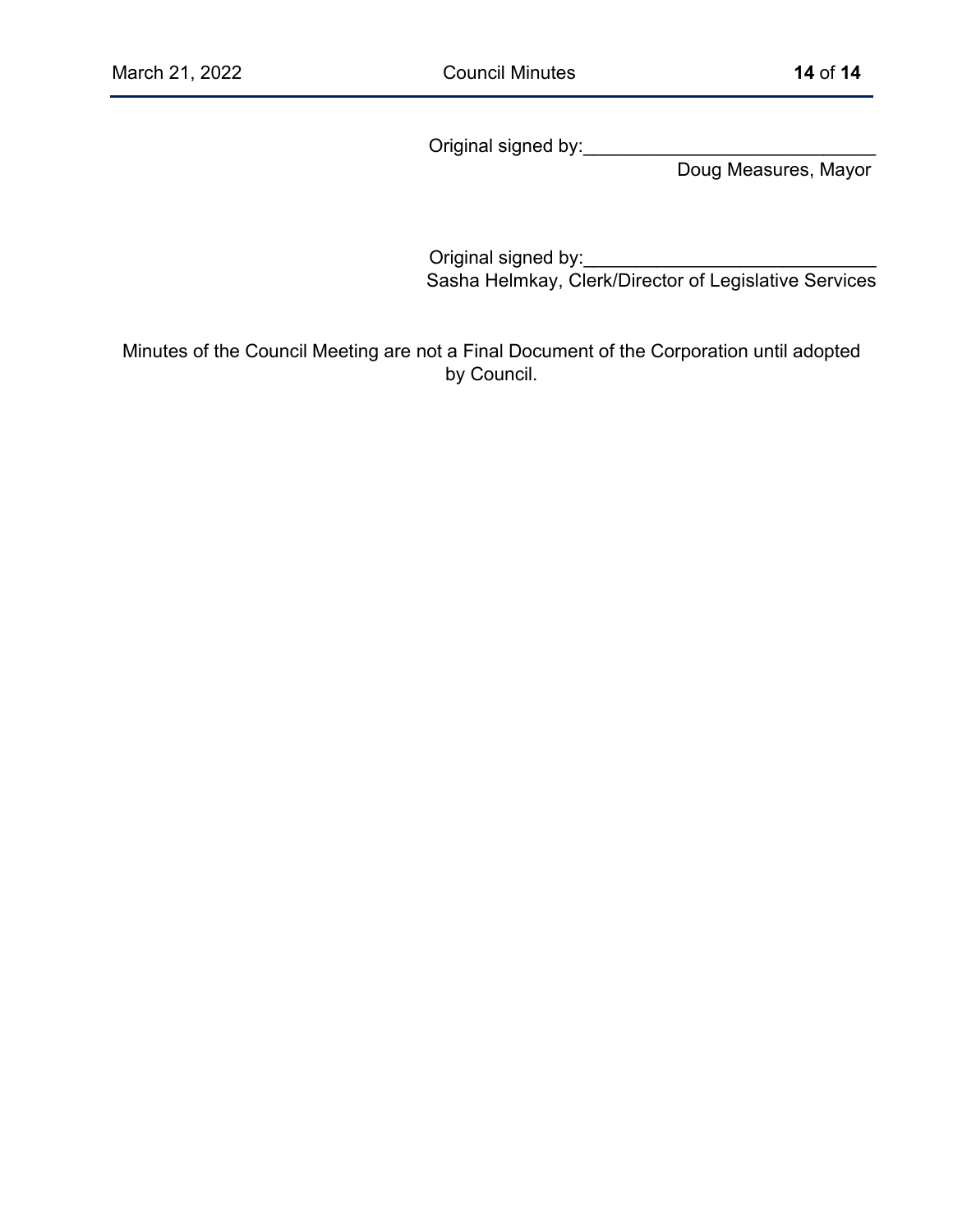Original signed by:_____________________________
Doug Measures, Mayor

Original signed by:_____________________________
Sasha Helmkay, Clerk/Director of Legislative Services

Minutes of the Council Meeting are not a Final Document of the Corporation until adopted by Council.